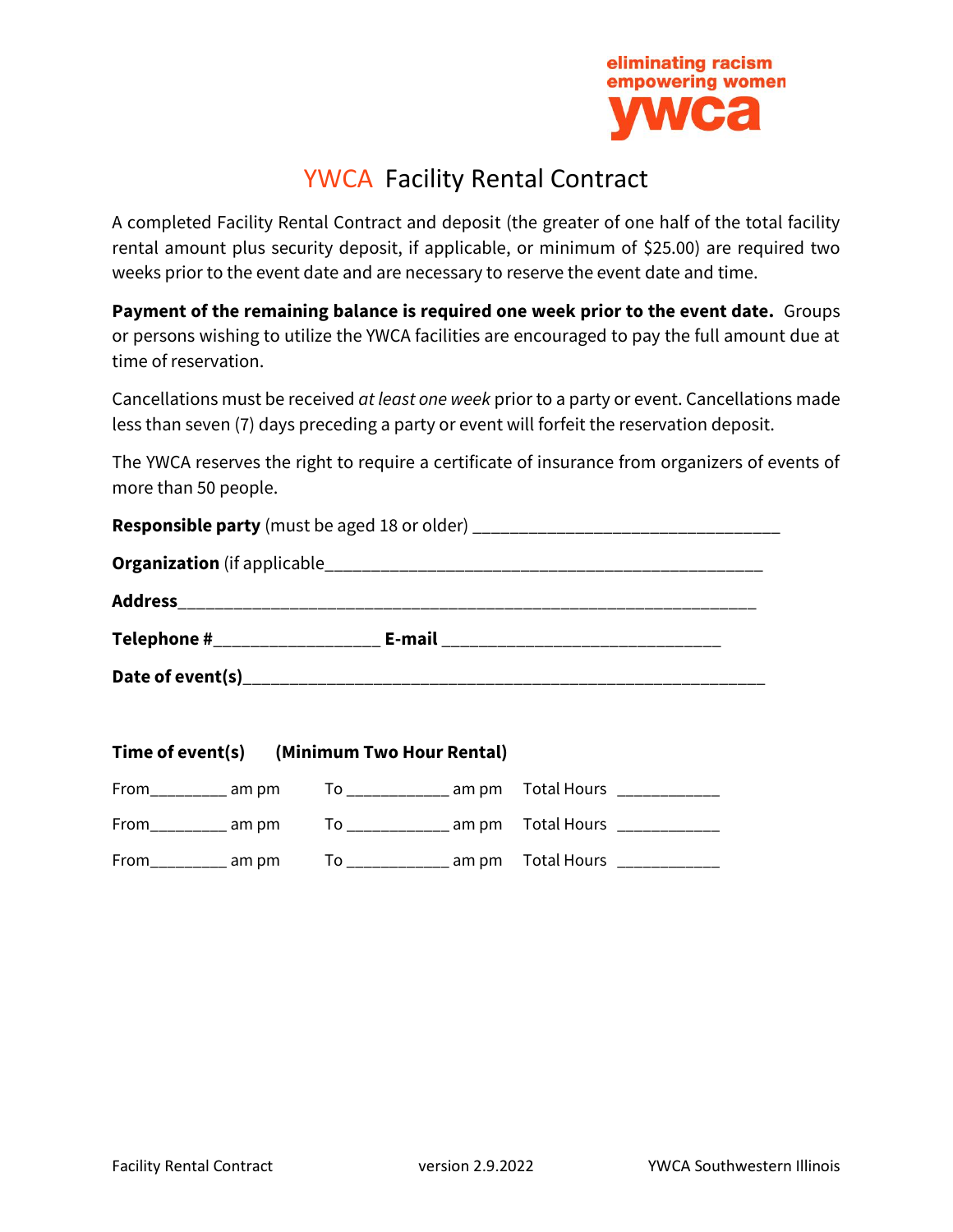eliminating racism
empowering women
ywca

# YWCA Facility Rental Contract

A completed Facility Rental Contract and deposit (the greater of one half of the total facility rental amount plus security deposit, if applicable, or minimum of $25.00) are required two weeks prior to the event date and are necessary to reserve the event date and time.

**Payment of the remaining balance is required one week prior to the event date.** Groups or persons wishing to utilize the YWCA facilities are encouraged to pay the full amount due at time of reservation.

Cancellations must be received *at least one week* prior to a party or event. Cancellations made less than seven (7) days preceding a party or event will forfeit the reservation deposit.

The YWCA reserves the right to require a certificate of insurance from organizers of events of more than 50 people.

**Responsible party** (must be aged 18 or older) ________________________________

**Organization** (if applicable________________________________________________

**Address**______________________________________________________________

**Telephone #**_________________ **E-mail** _____________________________

**Date of event(s)**_______________________________________________________

**Time of event(s)** **(Minimum Two Hour Rental)**

From________ am pm To ___________ am pm Total Hours ___________

From________ am pm To ___________ am pm Total Hours ___________

From________ am pm To ___________ am pm Total Hours ___________

Facility Rental Contract version 2.9.2022 YWCA Southwestern Illinois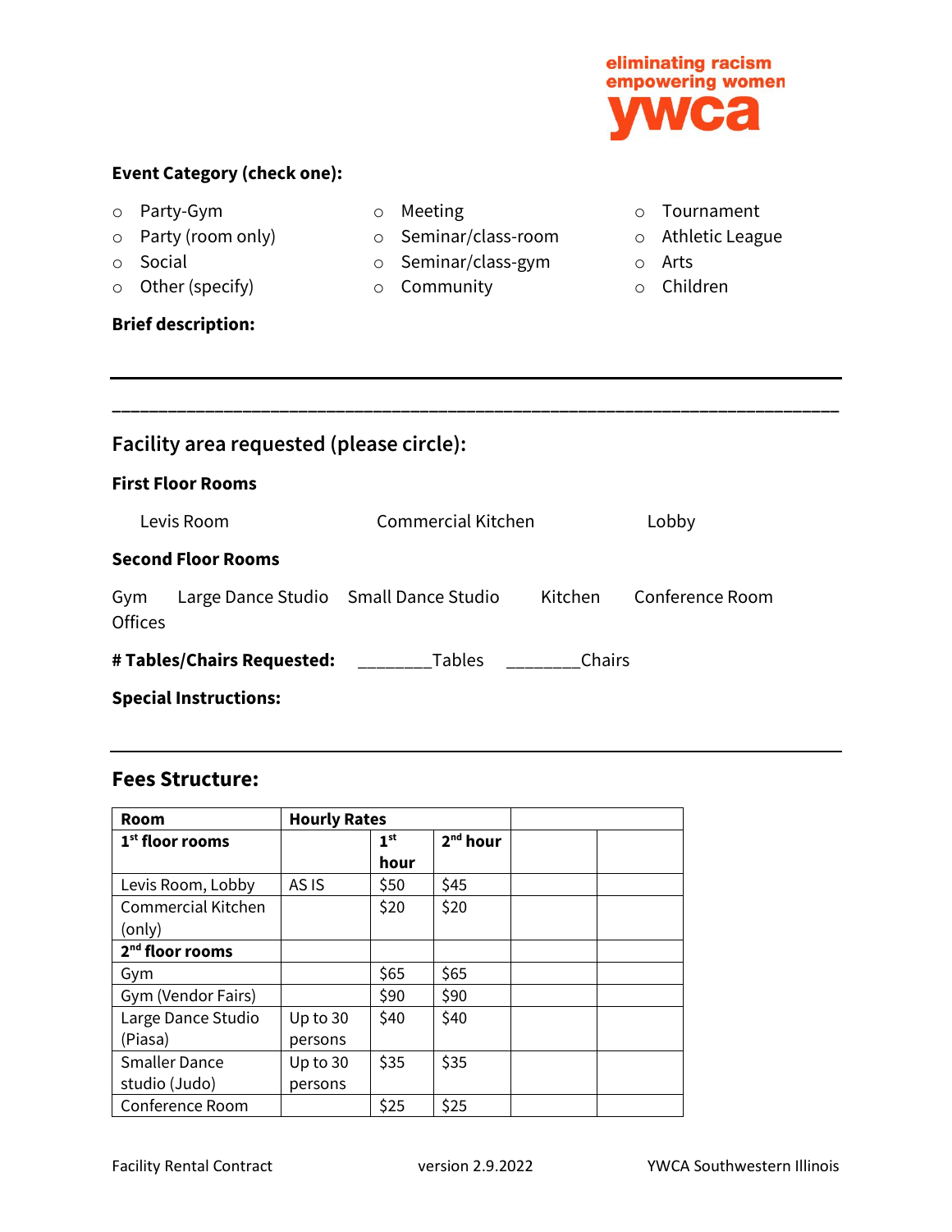**Event Category (check one):**

- ○ Party-Gym
- ○ Party (room only)
- ○ Social
- ○ Other (specify)
- ○ Meeting
- ○ Seminar/class-room
- ○ Seminar/class-gym
- ○ Community
- ○ Tournament
- ○ Athletic League
- ○ Arts
- ○ Children

**Brief description:**

---

______________________________________________________________________

## Facility area requested (please circle):

**First Floor Rooms**

Levis Room     Commercial Kitchen     Lobby

**Second Floor Rooms**

Gym     Large Dance Studio     Small Dance Studio     Kitchen     Conference Room
Offices

**# Tables/Chairs Requested:** ________Tables ________Chairs

**Special Instructions:**

---

## Fees Structure:

| **Room** | **Hourly Rates** | | | | |
|---|---|---|---|---|---|
| **1st floor rooms** | | **1st hour** | **2nd hour** | | |
| Levis Room, Lobby | AS IS | $50 | $45 | | |
| Commercial Kitchen (only) | | $20 | $20 | | |
| **2nd floor rooms** | | | | | |
| Gym | | $65 | $65 | | |
| Gym (Vendor Fairs) | | $90 | $90 | | |
| Large Dance Studio (Piasa) | Up to 30 persons | $40 | $40 | | |
| Smaller Dance studio (Judo) | Up to 30 persons | $35 | $35 | | |
| Conference Room | | $25 | $25 | | |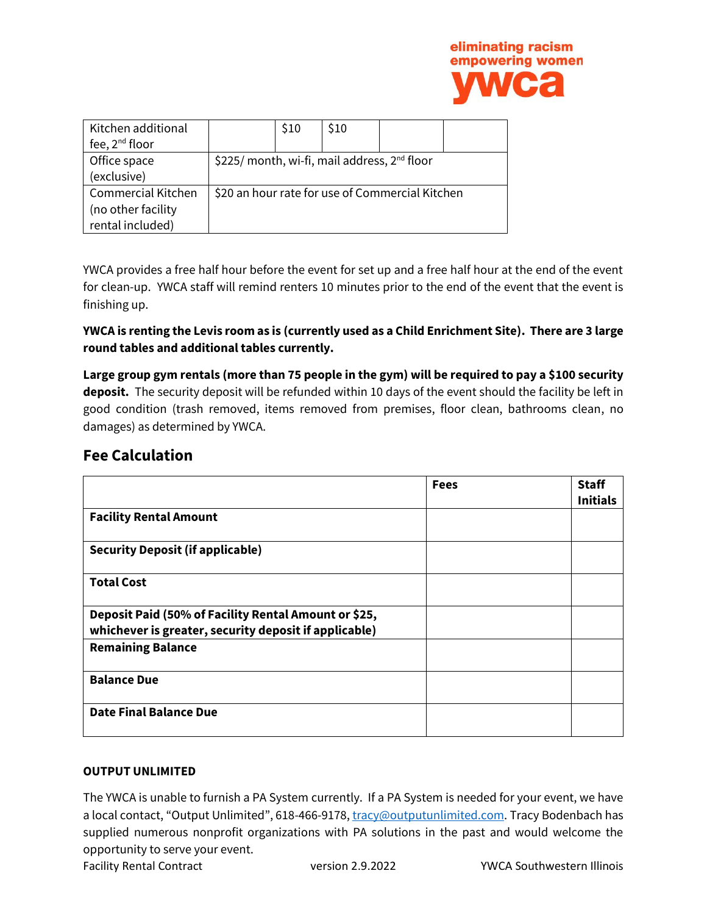| Kitchen additional fee, 2nd floor | | $10 | $10 | | |
|---|---|---|---|---|---|
| Office space (exclusive) | $225/ month, wi-fi, mail address, 2nd floor | | | | |
| Commercial Kitchen (no other facility rental included) | $20 an hour rate for use of Commercial Kitchen | | | | |

YWCA provides a free half hour before the event for set up and a free half hour at the end of the event for clean-up. YWCA staff will remind renters 10 minutes prior to the end of the event that the event is finishing up.

**YWCA is renting the Levis room as is (currently used as a Child Enrichment Site). There are 3 large round tables and additional tables currently.**

**Large group gym rentals (more than 75 people in the gym) will be required to pay a $100 security deposit.** The security deposit will be refunded within 10 days of the event should the facility be left in good condition (trash removed, items removed from premises, floor clean, bathrooms clean, no damages) as determined by YWCA.

## Fee Calculation

| | **Fees** | **Staff Initials** |
|---|---|---|
| **Facility Rental Amount** | | |
| **Security Deposit (if applicable)** | | |
| **Total Cost** | | |
| **Deposit Paid (50% of Facility Rental Amount or $25, whichever is greater, security deposit if applicable)** | | |
| **Remaining Balance** | | |
| **Balance Due** | | |
| **Date Final Balance Due** | | |

#### OUTPUT UNLIMITED

The YWCA is unable to furnish a PA System currently. If a PA System is needed for your event, we have a local contact, "Output Unlimited", 618-466-9178, tracy@outputunlimited.com. Tracy Bodenbach has supplied numerous nonprofit organizations with PA solutions in the past and would welcome the opportunity to serve your event.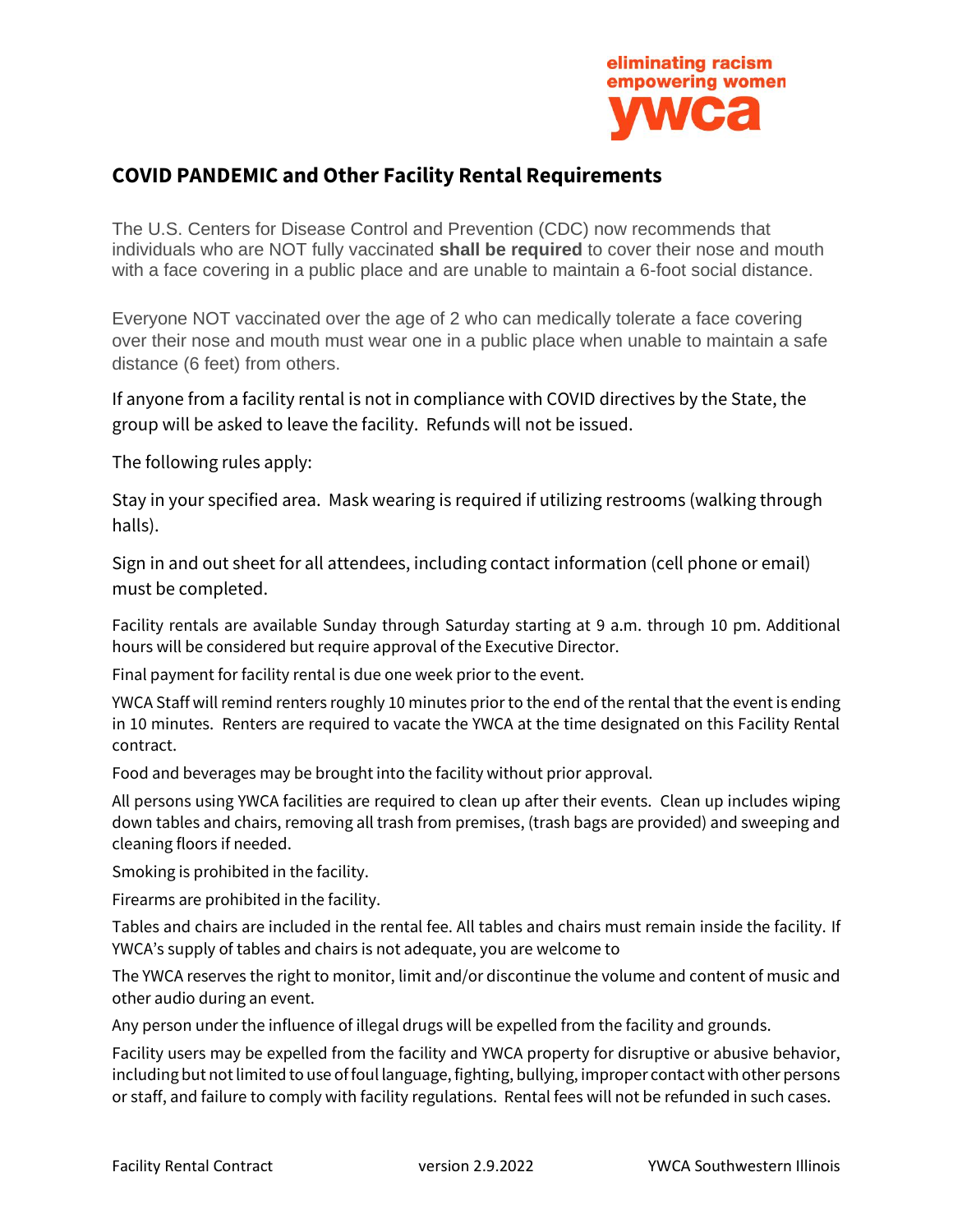eliminating racism
empowering women
ywca

## COVID PANDEMIC and Other Facility Rental Requirements

The U.S. Centers for Disease Control and Prevention (CDC) now recommends that individuals who are NOT fully vaccinated **shall be required** to cover their nose and mouth with a face covering in a public place and are unable to maintain a 6-foot social distance.

Everyone NOT vaccinated over the age of 2 who can medically tolerate a face covering over their nose and mouth must wear one in a public place when unable to maintain a safe distance (6 feet) from others.

If anyone from a facility rental is not in compliance with COVID directives by the State, the group will be asked to leave the facility. Refunds will not be issued.

The following rules apply:

Stay in your specified area. Mask wearing is required if utilizing restrooms (walking through halls).

Sign in and out sheet for all attendees, including contact information (cell phone or email) must be completed.

Facility rentals are available Sunday through Saturday starting at 9 a.m. through 10 pm. Additional hours will be considered but require approval of the Executive Director.

Final payment for facility rental is due one week prior to the event.

YWCA Staff will remind renters roughly 10 minutes prior to the end of the rental that the event is ending in 10 minutes. Renters are required to vacate the YWCA at the time designated on this Facility Rental contract.

Food and beverages may be brought into the facility without prior approval.

All persons using YWCA facilities are required to clean up after their events. Clean up includes wiping down tables and chairs, removing all trash from premises, (trash bags are provided) and sweeping and cleaning floors if needed.

Smoking is prohibited in the facility.

Firearms are prohibited in the facility.

Tables and chairs are included in the rental fee. All tables and chairs must remain inside the facility. If YWCA's supply of tables and chairs is not adequate, you are welcome to

The YWCA reserves the right to monitor, limit and/or discontinue the volume and content of music and other audio during an event.

Any person under the influence of illegal drugs will be expelled from the facility and grounds.

Facility users may be expelled from the facility and YWCA property for disruptive or abusive behavior, including but not limited to use of foul language, fighting, bullying, improper contact with other persons or staff, and failure to comply with facility regulations. Rental fees will not be refunded in such cases.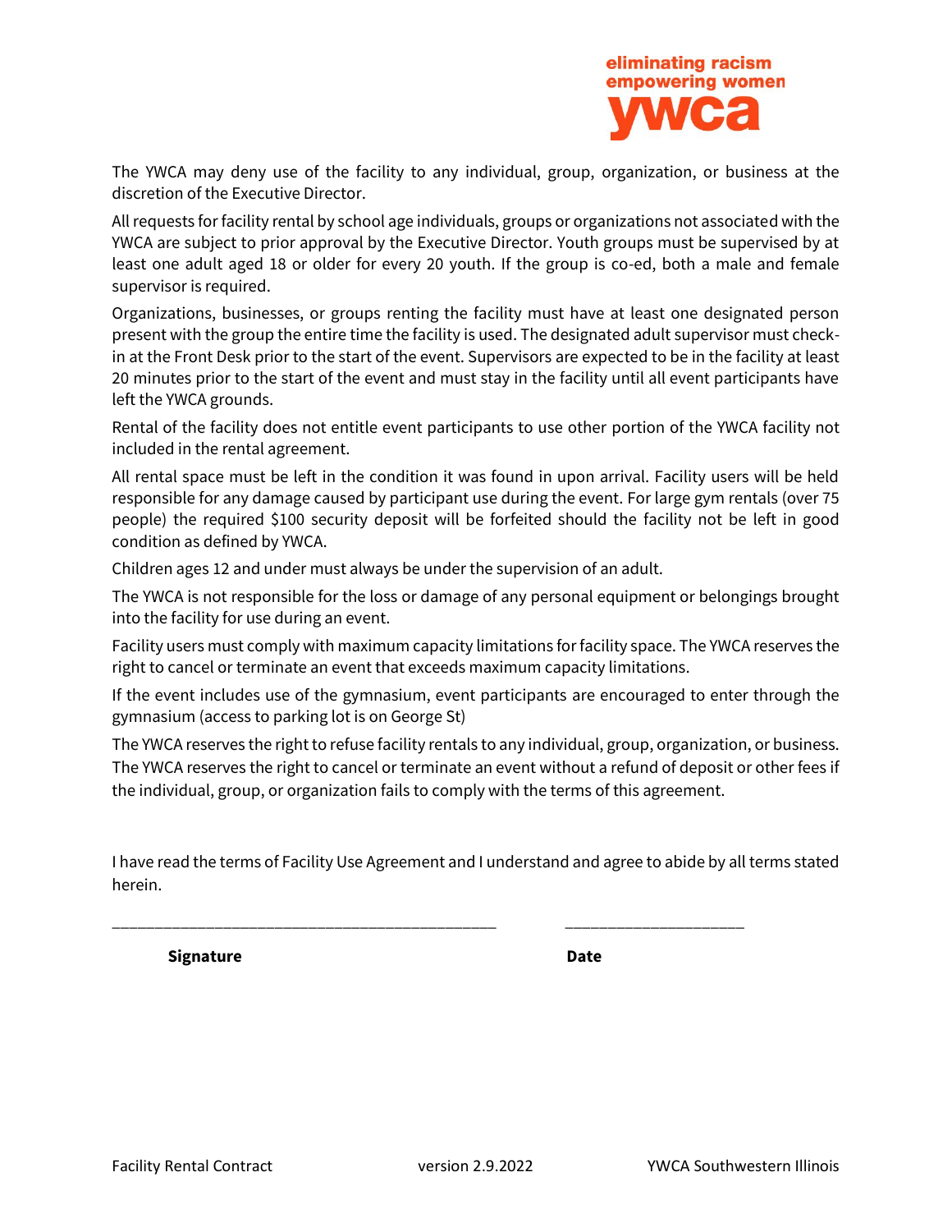eliminating racism
empowering women
ywca

The YWCA may deny use of the facility to any individual, group, organization, or business at the discretion of the Executive Director.

All requests for facility rental by school age individuals, groups or organizations not associated with the YWCA are subject to prior approval by the Executive Director. Youth groups must be supervised by at least one adult aged 18 or older for every 20 youth. If the group is co-ed, both a male and female supervisor is required.

Organizations, businesses, or groups renting the facility must have at least one designated person present with the group the entire time the facility is used. The designated adult supervisor must check-in at the Front Desk prior to the start of the event. Supervisors are expected to be in the facility at least 20 minutes prior to the start of the event and must stay in the facility until all event participants have left the YWCA grounds.

Rental of the facility does not entitle event participants to use other portion of the YWCA facility not included in the rental agreement.

All rental space must be left in the condition it was found in upon arrival. Facility users will be held responsible for any damage caused by participant use during the event. For large gym rentals (over 75 people) the required $100 security deposit will be forfeited should the facility not be left in good condition as defined by YWCA.

Children ages 12 and under must always be under the supervision of an adult.

The YWCA is not responsible for the loss or damage of any personal equipment or belongings brought into the facility for use during an event.

Facility users must comply with maximum capacity limitations for facility space. The YWCA reserves the right to cancel or terminate an event that exceeds maximum capacity limitations.

If the event includes use of the gymnasium, event participants are encouraged to enter through the gymnasium (access to parking lot is on George St)

The YWCA reserves the right to refuse facility rentals to any individual, group, organization, or business. The YWCA reserves the right to cancel or terminate an event without a refund of deposit or other fees if the individual, group, or organization fails to comply with the terms of this agreement.

I have read the terms of Facility Use Agreement and I understand and agree to abide by all terms stated herein.

_____________________________________________ ____________________

**Signature** **Date**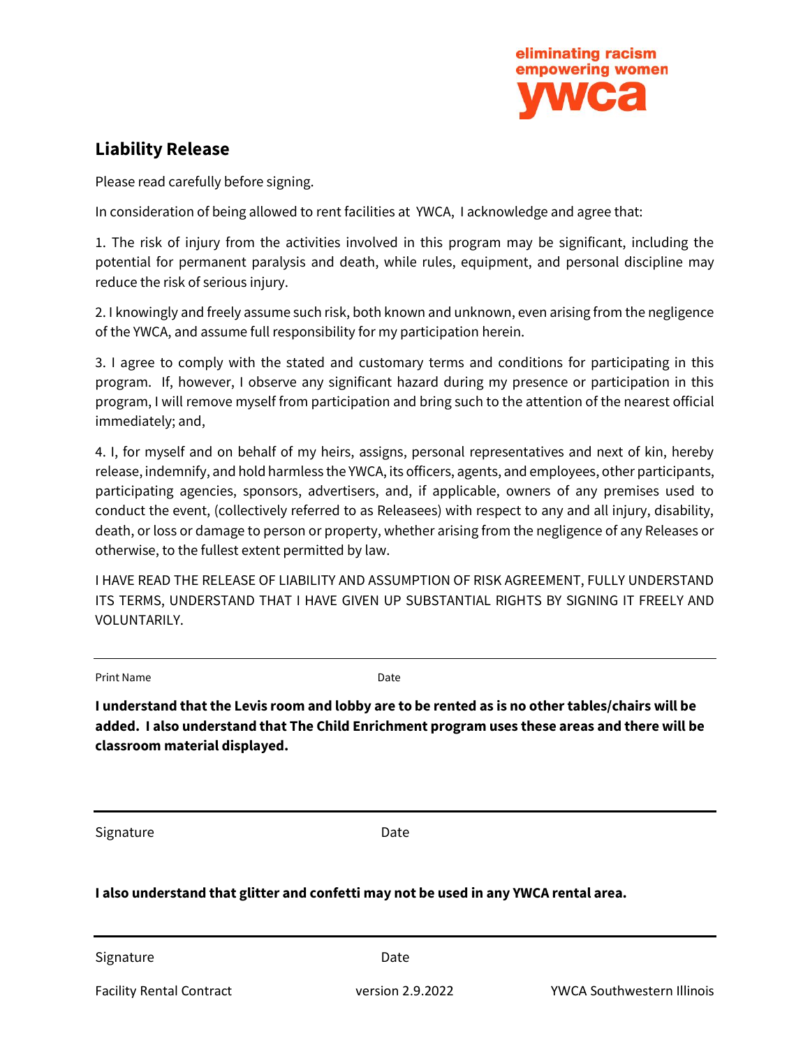eliminating racism
empowering women
ywca

## Liability Release

Please read carefully before signing.

In consideration of being allowed to rent facilities at YWCA, I acknowledge and agree that:

1. The risk of injury from the activities involved in this program may be significant, including the potential for permanent paralysis and death, while rules, equipment, and personal discipline may reduce the risk of serious injury.

2. I knowingly and freely assume such risk, both known and unknown, even arising from the negligence of the YWCA, and assume full responsibility for my participation herein.

3. I agree to comply with the stated and customary terms and conditions for participating in this program. If, however, I observe any significant hazard during my presence or participation in this program, I will remove myself from participation and bring such to the attention of the nearest official immediately; and,

4. I, for myself and on behalf of my heirs, assigns, personal representatives and next of kin, hereby release, indemnify, and hold harmless the YWCA, its officers, agents, and employees, other participants, participating agencies, sponsors, advertisers, and, if applicable, owners of any premises used to conduct the event, (collectively referred to as Releasees) with respect to any and all injury, disability, death, or loss or damage to person or property, whether arising from the negligence of any Releases or otherwise, to the fullest extent permitted by law.

I HAVE READ THE RELEASE OF LIABILITY AND ASSUMPTION OF RISK AGREEMENT, FULLY UNDERSTAND ITS TERMS, UNDERSTAND THAT I HAVE GIVEN UP SUBSTANTIAL RIGHTS BY SIGNING IT FREELY AND VOLUNTARILY.

______________________________________________

Print Name Date

**I understand that the Levis room and lobby are to be rented as is no other tables/chairs will be added. I also understand that The Child Enrichment program uses these areas and there will be classroom material displayed.**

______________________________________________

Signature Date

**I also understand that glitter and confetti may not be used in any YWCA rental area.**

______________________________________________

Signature Date

Facility Rental Contract version 2.9.2022 YWCA Southwestern Illinois